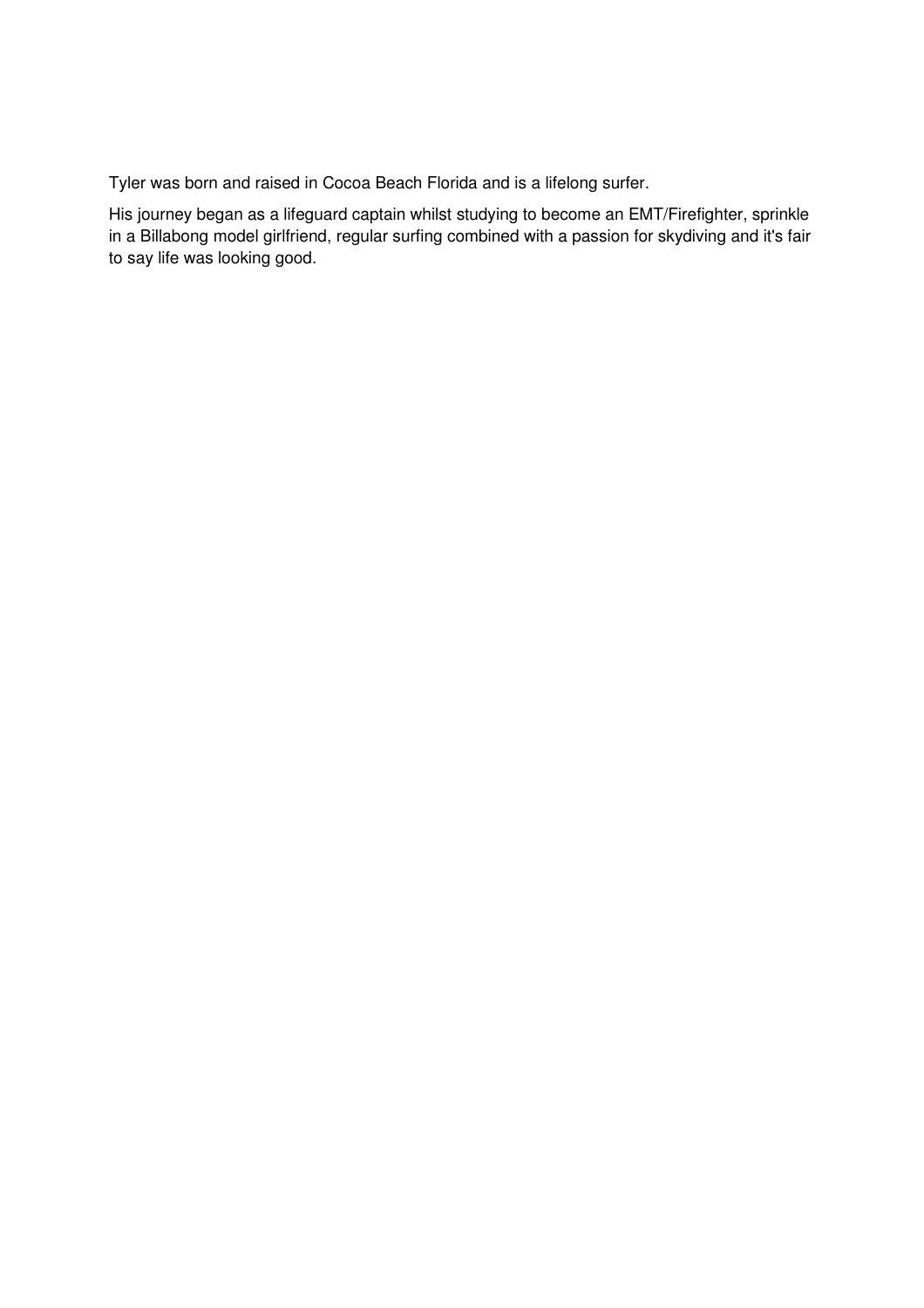Tyler was born and raised in Cocoa Beach Florida and is a lifelong surfer.

His journey began as a lifeguard captain whilst studying to become an EMT/Firefighter, sprinkle in a Billabong model girlfriend, regular surfing combined with a passion for skydiving and it's fair to say life was looking good.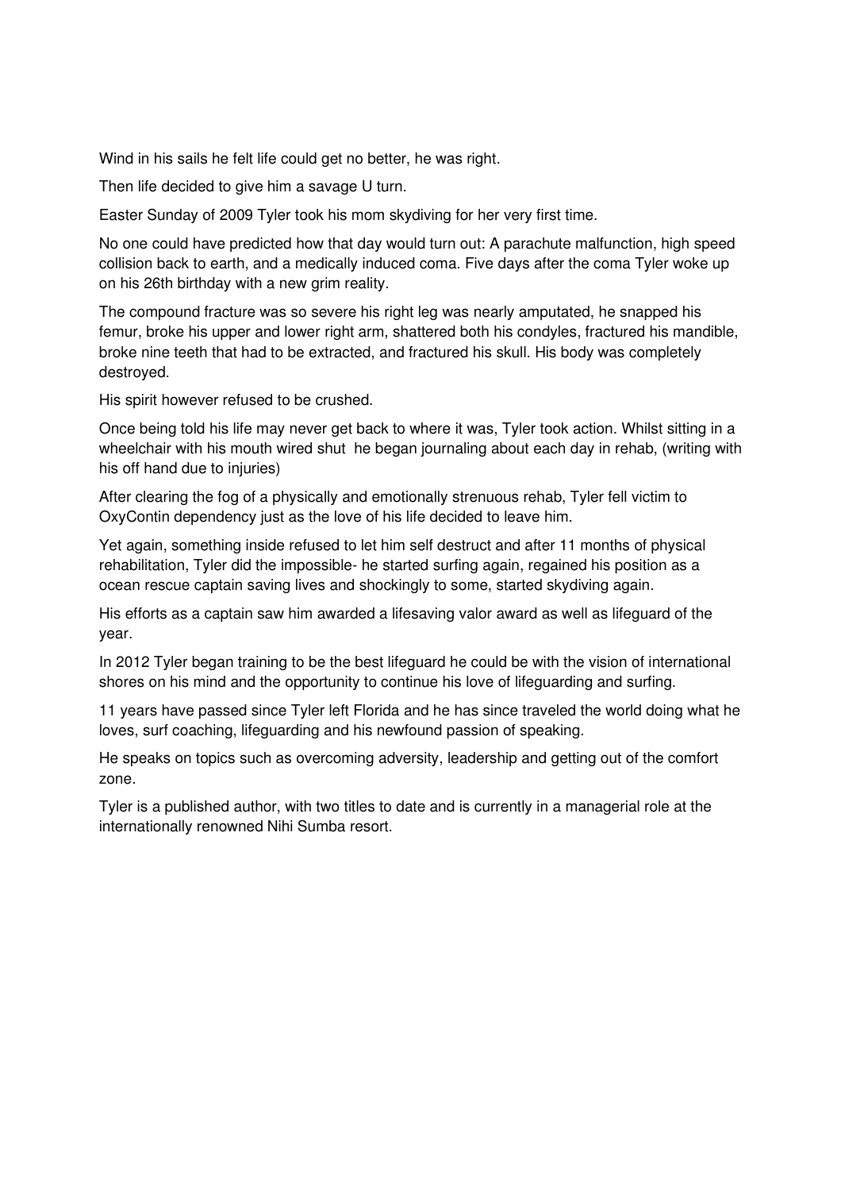Wind in his sails he felt life could get no better, he was right.

Then life decided to give him a savage U turn.

Easter Sunday of 2009 Tyler took his mom skydiving for her very first time.

No one could have predicted how that day would turn out: A parachute malfunction, high speed collision back to earth, and a medically induced coma. Five days after the coma Tyler woke up on his 26th birthday with a new grim reality.

The compound fracture was so severe his right leg was nearly amputated, he snapped his femur, broke his upper and lower right arm, shattered both his condyles, fractured his mandible, broke nine teeth that had to be extracted, and fractured his skull. His body was completely destroyed.

His spirit however refused to be crushed.

Once being told his life may never get back to where it was, Tyler took action. Whilst sitting in a wheelchair with his mouth wired shut he began journaling about each day in rehab, (writing with his off hand due to injuries)

After clearing the fog of a physically and emotionally strenuous rehab, Tyler fell victim to OxyContin dependency just as the love of his life decided to leave him.

Yet again, something inside refused to let him self destruct and after 11 months of physical rehabilitation, Tyler did the impossible- he started surfing again, regained his position as a ocean rescue captain saving lives and shockingly to some, started skydiving again.

His efforts as a captain saw him awarded a lifesaving valor award as well as lifeguard of the year.

In 2012 Tyler began training to be the best lifeguard he could be with the vision of international shores on his mind and the opportunity to continue his love of lifeguarding and surfing.

11 years have passed since Tyler left Florida and he has since traveled the world doing what he loves, surf coaching, lifeguarding and his newfound passion of speaking.

He speaks on topics such as overcoming adversity, leadership and getting out of the comfort zone.

Tyler is a published author, with two titles to date and is currently in a managerial role at the internationally renowned Nihi Sumba resort.